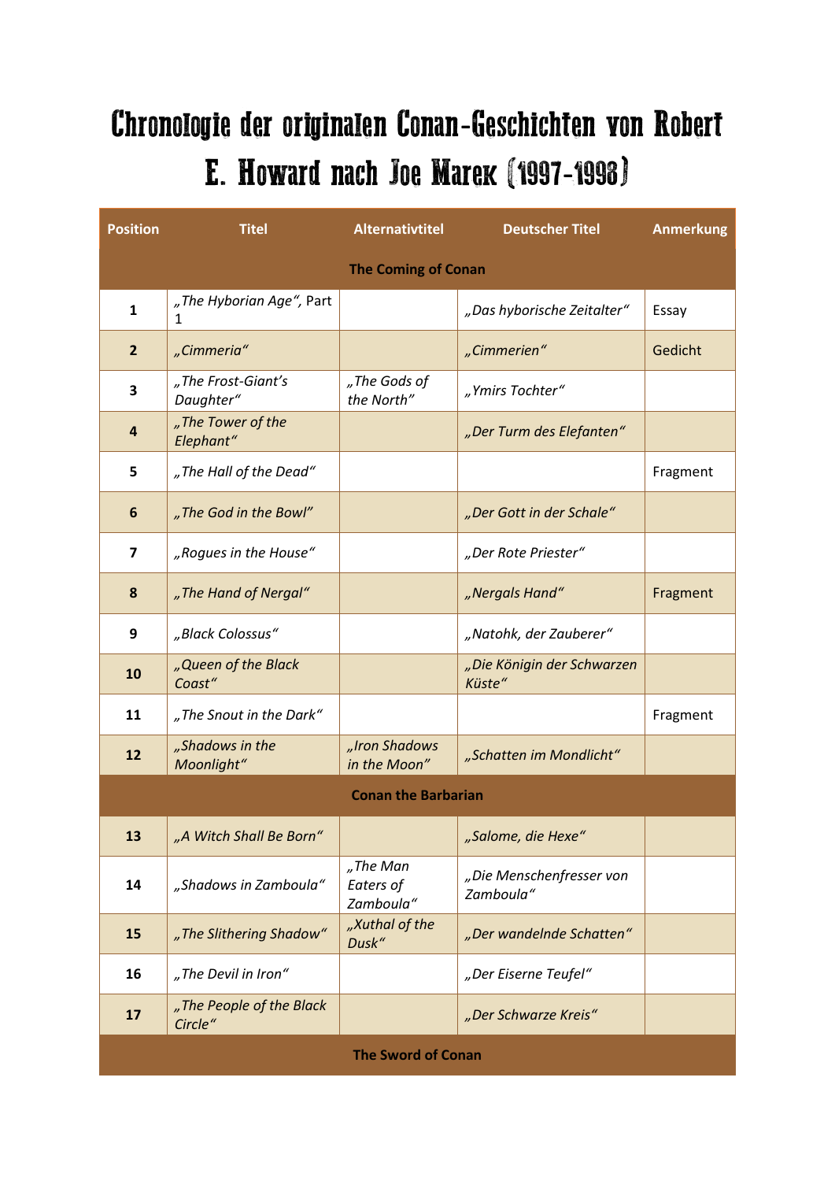# Chronologie der originalen Conan-Geschichten von Robert E. Howard nach Joe Marek (1997-1998)

| Position | Titel | Alternativtitel | Deutscher Titel | Anmerkung |
|---|---|---|---|---|
| | | **The Coming of Conan** | | |
| **1** | *„The Hyborian Age“*, Part 1 | | *„Das hyborische Zeitalter“* | Essay |
| **2** | *„Cimmeria“* | | *„Cimmerien“* | Gedicht |
| **3** | *„The Frost-Giant's Daughter“* | *„The Gods of the North“* | *„Ymirs Tochter“* | |
| **4** | *„The Tower of the Elephant“* | | *„Der Turm des Elefanten“* | |
| **5** | *„The Hall of the Dead“* | | | Fragment |
| **6** | *„The God in the Bowl“* | | *„Der Gott in der Schale“* | |
| **7** | *„Rogues in the House“* | | *„Der Rote Priester“* | |
| **8** | *„The Hand of Nergal“* | | *„Nergals Hand“* | Fragment |
| **9** | *„Black Colossus“* | | *„Natohk, der Zauberer“* | |
| **10** | *„Queen of the Black Coast“* | | *„Die Königin der Schwarzen Küste“* | |
| **11** | *„The Snout in the Dark“* | | | Fragment |
| **12** | *„Shadows in the Moonlight“* | *„Iron Shadows in the Moon“* | *„Schatten im Mondlicht“* | |
| | | **Conan the Barbarian** | | |
| **13** | *„A Witch Shall Be Born“* | | *„Salome, die Hexe“* | |
| **14** | *„Shadows in Zamboula“* | *„The Man Eaters of Zamboula“* | *„Die Menschenfresser von Zamboula“* | |
| **15** | *„The Slithering Shadow“* | *„Xuthal of the Dusk“* | *„Der wandelnde Schatten“* | |
| **16** | *„The Devil in Iron“* | | *„Der Eiserne Teufel“* | |
| **17** | *„The People of the Black Circle“* | | *„Der Schwarze Kreis“* | |
| | | **The Sword of Conan** | | |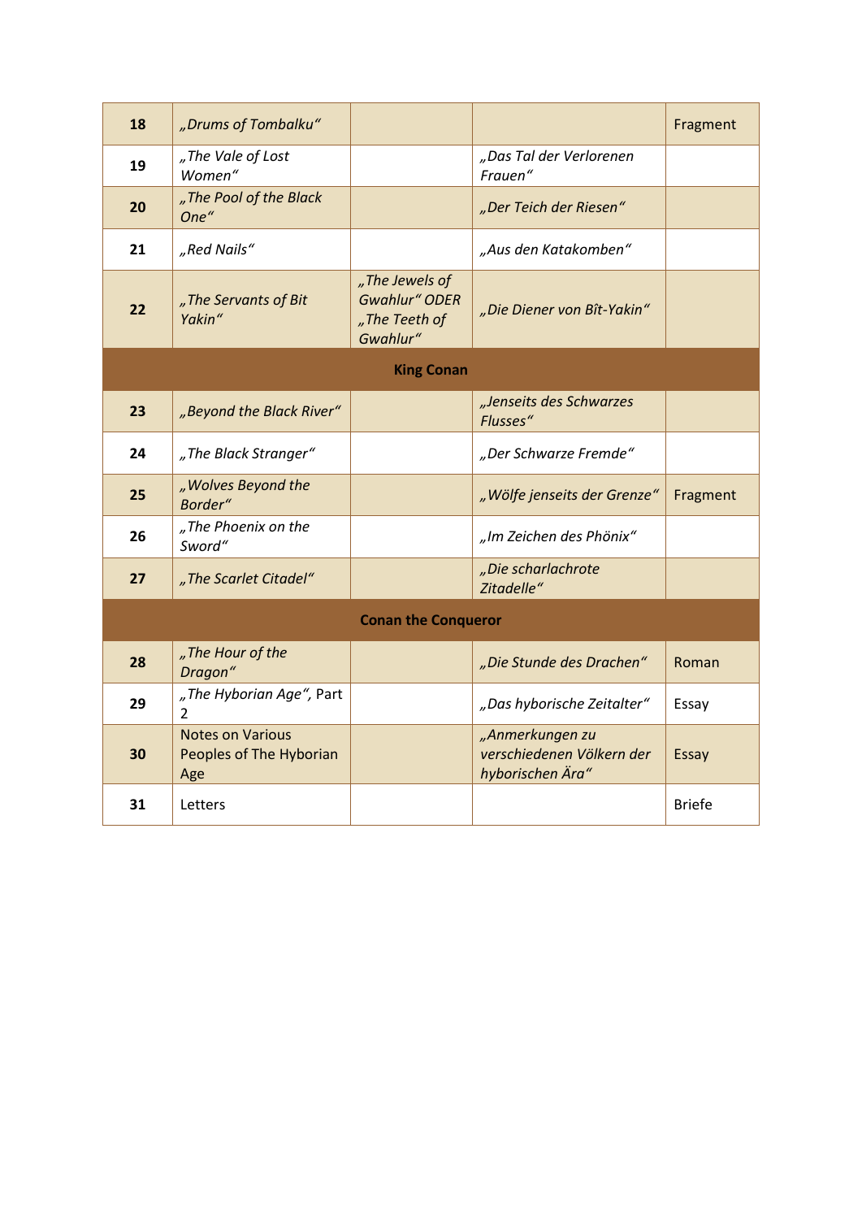| | | | | |
|---|---|---|---|---|
| **18** | *„Drums of Tombalku"* | | | Fragment |
| **19** | *„The Vale of Lost Women"* | | *„Das Tal der Verlorenen Frauen"* | |
| **20** | *„The Pool of the Black One"* | | *„Der Teich der Riesen"* | |
| **21** | *„Red Nails"* | | *„Aus den Katakomben"* | |
| **22** | *„The Servants of Bit Yakin"* | *„The Jewels of Gwahlur" ODER „The Teeth of Gwahlur"* | *„Die Diener von Bît-Yakin"* | |
| | | **King Conan** | | |
| **23** | *„Beyond the Black River"* | | *„Jenseits des Schwarzes Flusses"* | |
| **24** | *„The Black Stranger"* | | *„Der Schwarze Fremde"* | |
| **25** | *„Wolves Beyond the Border"* | | *„Wölfe jenseits der Grenze"* | Fragment |
| **26** | *„The Phoenix on the Sword"* | | *„Im Zeichen des Phönix"* | |
| **27** | *„The Scarlet Citadel"* | | *„Die scharlachrote Zitadelle"* | |
| | | **Conan the Conqueror** | | |
| **28** | *„The Hour of the Dragon"* | | *„Die Stunde des Drachen"* | Roman |
| **29** | *„The Hyborian Age"*, Part 2 | | *„Das hyborische Zeitalter"* | Essay |
| **30** | Notes on Various Peoples of The Hyborian Age | | *„Anmerkungen zu verschiedenen Völkern der hyborischen Ära"* | Essay |
| **31** | Letters | | | Briefe |